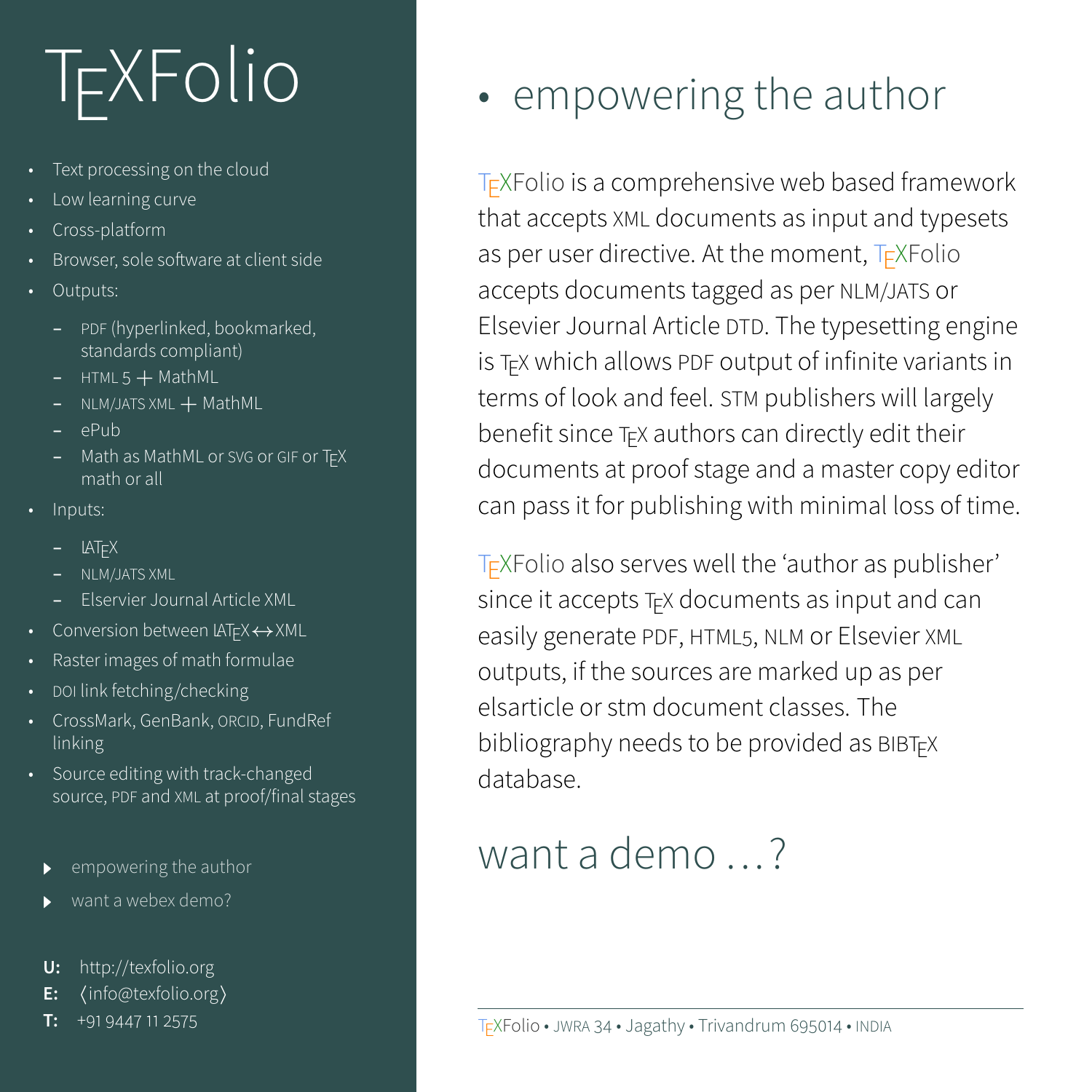# TEXFolio

- Text processing on the cloud
- Low learning curve
- Cross-platform
- Browser, sole software at client side
- Outputs:
  - PDF (hyperlinked, bookmarked, standards compliant)
  - HTML 5 + MathML
  - NLM/JATS XML + MathML
  - ePub
  - Math as MathML or SVG or GIF or TEX math or all
- Inputs:
  - LATEX
  - NLM/JATS XML
  - Elservier Journal Article XML
- Conversion between LATEX ↔ XML
- Raster images of math formulae
- DOI link fetching/checking
- CrossMark, GenBank, ORCID, FundRef linking
- Source editing with track-changed source, PDF and XML at proof/final stages

- empowering the author
- want a webex demo?

**U:** http://texfolio.org
**E:** ⟨info@texfolio.org⟩
**T:** +91 9447 11 2575

## • empowering the author

TEXFolio is a comprehensive web based framework that accepts XML documents as input and typesets as per user directive. At the moment, TEXFolio accepts documents tagged as per NLM/JATS or Elsevier Journal Article DTD. The typesetting engine is TEX which allows PDF output of infinite variants in terms of look and feel. STM publishers will largely benefit since TEX authors can directly edit their documents at proof stage and a master copy editor can pass it for publishing with minimal loss of time.

TEXFolio also serves well the 'author as publisher' since it accepts TEX documents as input and can easily generate PDF, HTML5, NLM or Elsevier XML outputs, if the sources are marked up as per elsarticle or stm document classes. The bibliography needs to be provided as BIBTEX database.

## want a demo . . . ?

TEXFolio • JWRA 34 • Jagathy • Trivandrum 695014 • INDIA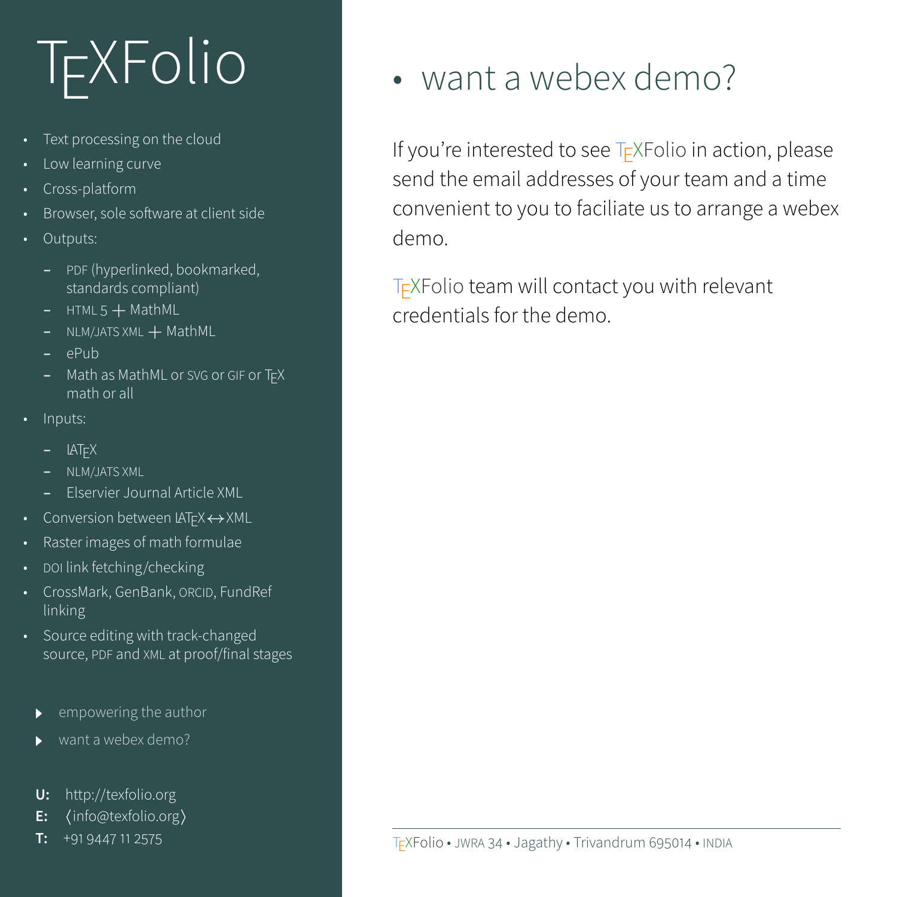# TEXFolio

- Text processing on the cloud
- Low learning curve
- Cross-platform
- Browser, sole software at client side
- Outputs:
  - PDF (hyperlinked, bookmarked, standards compliant)
  - HTML 5 + MathML
  - NLM/JATS XML + MathML
  - ePub
  - Math as MathML or SVG or GIF or TEX math or all
- Inputs:
  - LATEX
  - NLM/JATS XML
  - Elservier Journal Article XML
- Conversion between LATEX ↔ XML
- Raster images of math formulae
- DOI link fetching/checking
- CrossMark, GenBank, ORCID, FundRef linking
- Source editing with track-changed source, PDF and XML at proof/final stages

▸ empowering the author

▸ want a webex demo?

**U:** http://texfolio.org
**E:** ⟨info@texfolio.org⟩
**T:** +91 9447 11 2575

## • want a webex demo?

If you're interested to see TEXFolio in action, please send the email addresses of your team and a time convenient to you to faciliate us to arrange a webex demo.

TEXFolio team will contact you with relevant credentials for the demo.

TEXFolio • JWRA 34 • Jagathy • Trivandrum 695014 • INDIA